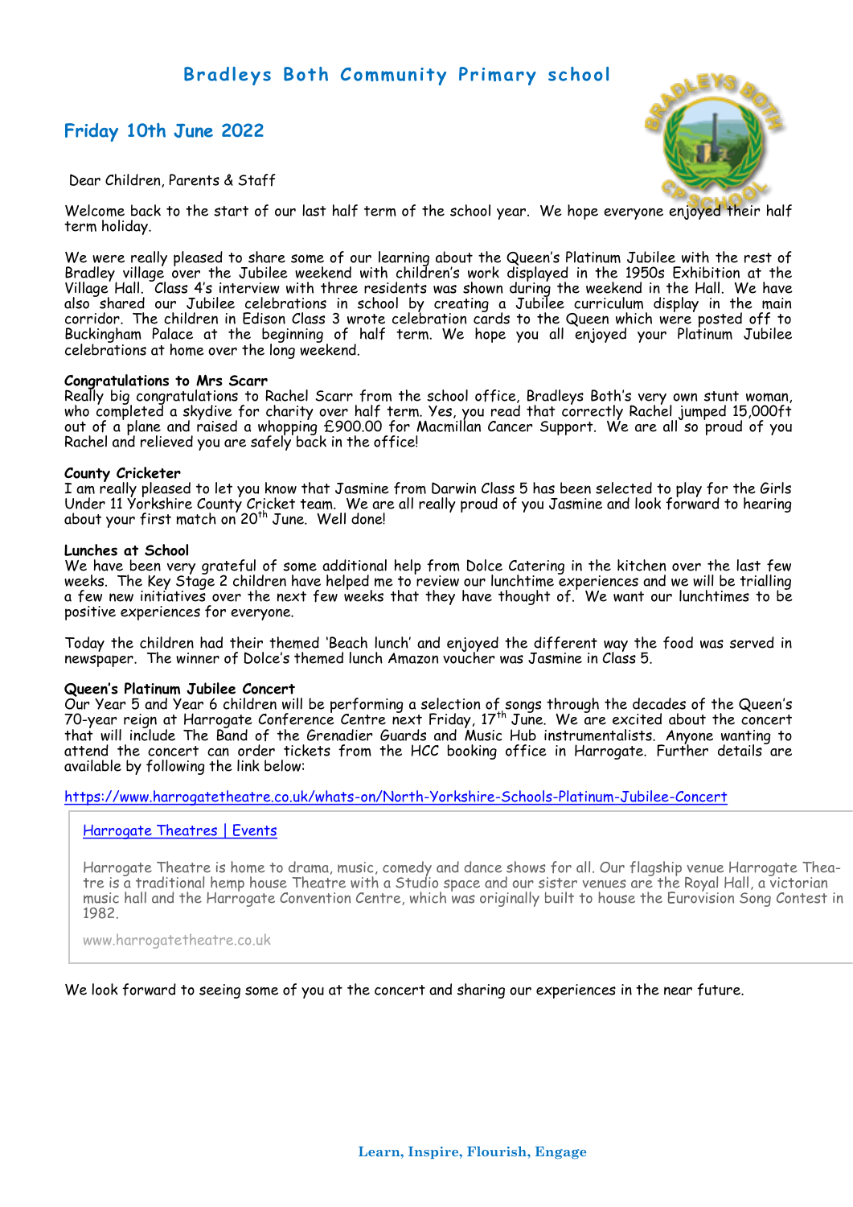# Bradleys Both Community Primary school

## Friday 10th June 2022

Dear Children, Parents & Staff

Welcome back to the start of our last half term of the school year. We hope everyone enjoyed their half term holiday.

We were really pleased to share some of our learning about the Queen's Platinum Jubilee with the rest of Bradley village over the Jubilee weekend with children's work displayed in the 1950s Exhibition at the Village Hall. Class 4's interview with three residents was shown during the weekend in the Hall. We have also shared our Jubilee celebrations in school by creating a Jubilee curriculum display in the main corridor. The children in Edison Class 3 wrote celebration cards to the Queen which were posted off to Buckingham Palace at the beginning of half term. We hope you all enjoyed your Platinum Jubilee celebrations at home over the long weekend.

**Congratulations to Mrs Scarr**
Really big congratulations to Rachel Scarr from the school office, Bradleys Both's very own stunt woman, who completed a skydive for charity over half term. Yes, you read that correctly Rachel jumped 15,000ft out of a plane and raised a whopping £900.00 for Macmillan Cancer Support. We are all so proud of you Rachel and relieved you are safely back in the office!

**County Cricketer**
I am really pleased to let you know that Jasmine from Darwin Class 5 has been selected to play for the Girls Under 11 Yorkshire County Cricket team. We are all really proud of you Jasmine and look forward to hearing about your first match on 20th June. Well done!

**Lunches at School**
We have been very grateful of some additional help from Dolce Catering in the kitchen over the last few weeks. The Key Stage 2 children have helped me to review our lunchtime experiences and we will be trialling a few new initiatives over the next few weeks that they have thought of. We want our lunchtimes to be positive experiences for everyone.

Today the children had their themed 'Beach lunch' and enjoyed the different way the food was served in newspaper. The winner of Dolce's themed lunch Amazon voucher was Jasmine in Class 5.

**Queen's Platinum Jubilee Concert**
Our Year 5 and Year 6 children will be performing a selection of songs through the decades of the Queen's 70-year reign at Harrogate Conference Centre next Friday, 17th June. We are excited about the concert that will include The Band of the Grenadier Guards and Music Hub instrumentalists. Anyone wanting to attend the concert can order tickets from the HCC booking office in Harrogate. Further details are available by following the link below:

https://www.harrogatetheatre.co.uk/whats-on/North-Yorkshire-Schools-Platinum-Jubilee-Concert

> Harrogate Theatres | Events
>
> Harrogate Theatre is home to drama, music, comedy and dance shows for all. Our flagship venue Harrogate Theatre is a traditional hemp house Theatre with a Studio space and our sister venues are the Royal Hall, a victorian music hall and the Harrogate Convention Centre, which was originally built to house the Eurovision Song Contest in 1982.
>
> www.harrogatetheatre.co.uk

We look forward to seeing some of you at the concert and sharing our experiences in the near future.

Learn, Inspire, Flourish, Engage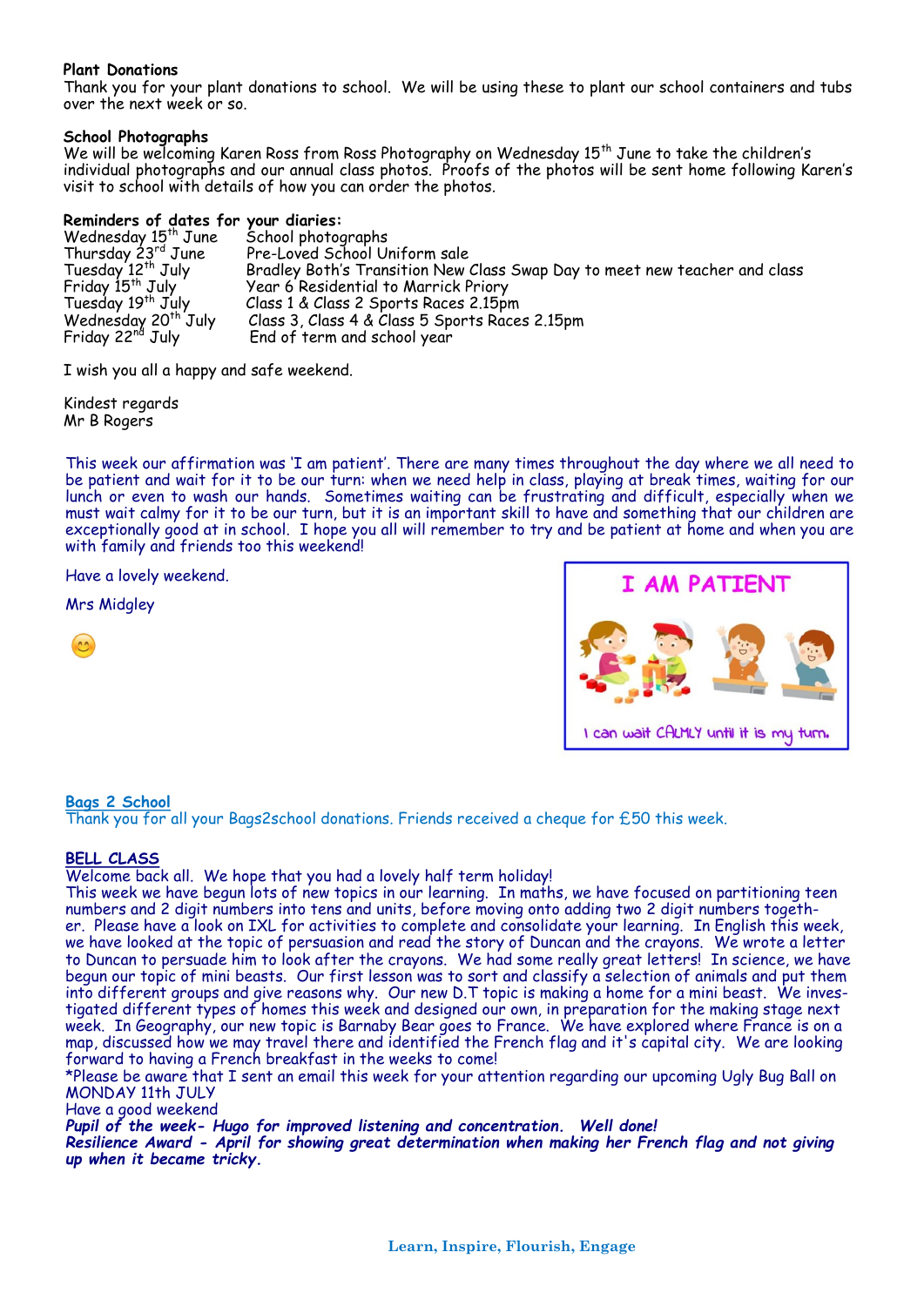**Plant Donations**

Thank you for your plant donations to school. We will be using these to plant our school containers and tubs over the next week or so.

**School Photographs**

We will be welcoming Karen Ross from Ross Photography on Wednesday 15th June to take the children's individual photographs and our annual class photos. Proofs of the photos will be sent home following Karen's visit to school with details of how you can order the photos.

**Reminders of dates for your diaries:**

| | |
|---|---|
| Wednesday 15th June | School photographs |
| Thursday 23rd June | Pre-Loved School Uniform sale |
| Tuesday 12th July | Bradley Both's Transition New Class Swap Day to meet new teacher and class |
| Friday 15th July | Year 6 Residential to Marrick Priory |
| Tuesday 19th July | Class 1 & Class 2 Sports Races 2.15pm |
| Wednesday 20th July | Class 3, Class 4 & Class 5 Sports Races 2.15pm |
| Friday 22nd July | End of term and school year |

I wish you all a happy and safe weekend.

Kindest regards
Mr B Rogers

This week our affirmation was 'I am patient'. There are many times throughout the day where we all need to be patient and wait for it to be our turn: when we need help in class, playing at break times, waiting for our lunch or even to wash our hands. Sometimes waiting can be frustrating and difficult, especially when we must wait calmy for it to be our turn, but it is an important skill to have and something that our children are exceptionally good at in school. I hope you all will remember to try and be patient at home and when you are with family and friends too this weekend!

Have a lovely weekend.

Mrs Midgley

I AM PATIENT

I can wait CALMLY until it is my turn.

**Bags 2 School**

Thank you for all your Bags2school donations. Friends received a cheque for £50 this week.

**BELL CLASS**

Welcome back all. We hope that you had a lovely half term holiday!
This week we have begun lots of new topics in our learning. In maths, we have focused on partitioning teen numbers and 2 digit numbers into tens and units, before moving onto adding two 2 digit numbers together. Please have a look on IXL for activities to complete and consolidate your learning. In English this week, we have looked at the topic of persuasion and read the story of Duncan and the crayons. We wrote a letter to Duncan to persuade him to look after the crayons. We had some really great letters! In science, we have begun our topic of mini beasts. Our first lesson was to sort and classify a selection of animals and put them into different groups and give reasons why. Our new D.T topic is making a home for a mini beast. We investigated different types of homes this week and designed our own, in preparation for the making stage next week. In Geography, our new topic is Barnaby Bear goes to France. We have explored where France is on a map, discussed how we may travel there and identified the French flag and it's capital city. We are looking forward to having a French breakfast in the weeks to come!
*Please be aware that I sent an email this week for your attention regarding our upcoming Ugly Bug Ball on MONDAY 11th JULY
Have a good weekend

***Pupil of the week- Hugo for improved listening and concentration. Well done!***

***Resilience Award - April for showing great determination when making her French flag and not giving up when it became tricky.***

**Learn, Inspire, Flourish, Engage**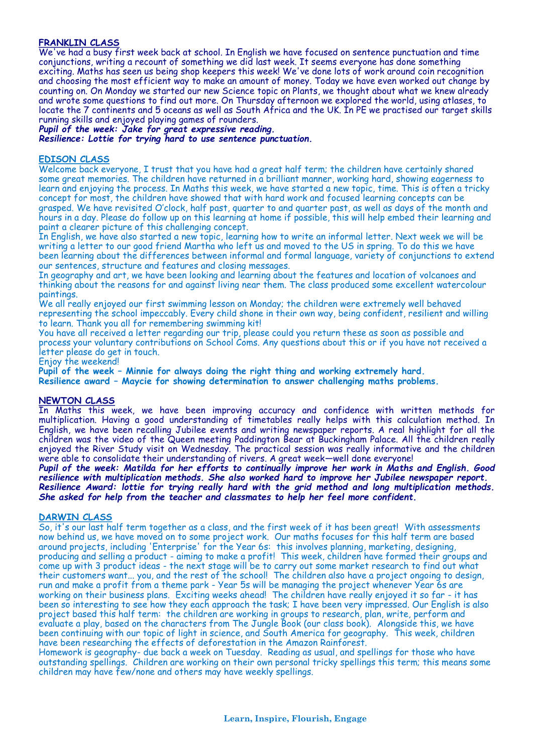## FRANKLIN CLASS

We've had a busy first week back at school. In English we have focused on sentence punctuation and time conjunctions, writing a recount of something we did last week. It seems everyone has done something exciting. Maths has seen us being shop keepers this week! We've done lots of work around coin recognition and choosing the most efficient way to make an amount of money. Today we have even worked out change by counting on. On Monday we started our new Science topic on Plants, we thought about what we knew already and wrote some questions to find out more. On Thursday afternoon we explored the world, using atlases, to locate the 7 continents and 5 oceans as well as South Africa and the UK. In PE we practised our target skills running skills and enjoyed playing games of rounders.

***Pupil of the week: Jake for great expressive reading.***
***Resilience: Lottie for trying hard to use sentence punctuation.***

## EDISON CLASS

Welcome back everyone, I trust that you have had a great half term; the children have certainly shared some great memories. The children have returned in a brilliant manner, working hard, showing eagerness to learn and enjoying the process. In Maths this week, we have started a new topic, time. This is often a tricky concept for most, the children have showed that with hard work and focused learning concepts can be grasped. We have revisited O'clock, half past, quarter to and quarter past, as well as days of the month and hours in a day. Please do follow up on this learning at home if possible, this will help embed their learning and paint a clearer picture of this challenging concept.

In English, we have also started a new topic, learning how to write an informal letter. Next week we will be writing a letter to our good friend Martha who left us and moved to the US in spring. To do this we have been learning about the differences between informal and formal language, variety of conjunctions to extend our sentences, structure and features and closing messages.

In geography and art, we have been looking and learning about the features and location of volcanoes and thinking about the reasons for and against living near them. The class produced some excellent watercolour paintings.

We all really enjoyed our first swimming lesson on Monday; the children were extremely well behaved representing the school impeccably. Every child shone in their own way, being confident, resilient and willing to learn. Thank you all for remembering swimming kit!

You have all received a letter regarding our trip, please could you return these as soon as possible and process your voluntary contributions on School Coms. Any questions about this or if you have not received a letter please do get in touch.

Enjoy the weekend!

**Pupil of the week – Minnie for always doing the right thing and working extremely hard.**
**Resilience award – Maycie for showing determination to answer challenging maths problems.**

## NEWTON CLASS

In Maths this week, we have been improving accuracy and confidence with written methods for multiplication. Having a good understanding of timetables really helps with this calculation method. In English, we have been recalling Jubilee events and writing newspaper reports. A real highlight for all the children was the video of the Queen meeting Paddington Bear at Buckingham Palace. All the children really enjoyed the River Study visit on Wednesday. The practical session was really informative and the children were able to consolidate their understanding of rivers. A great week—well done everyone!

***Pupil of the week: Matilda for her efforts to continually improve her work in Maths and English. Good resilience with multiplication methods. She also worked hard to improve her Jubilee newspaper report.***
***Resilience Award: lottie for trying really hard with the grid method and long multiplication methods. She asked for help from the teacher and classmates to help her feel more confident.***

## DARWIN CLASS

So, it's our last half term together as a class, and the first week of it has been great! With assessments now behind us, we have moved on to some project work. Our maths focuses for this half term are based around projects, including 'Enterprise' for the Year 6s: this involves planning, marketing, designing, producing and selling a product - aiming to make a profit! This week, children have formed their groups and come up with 3 product ideas - the next stage will be to carry out some market research to find out what their customers want... you, and the rest of the school! The children also have a project ongoing to design, run and make a profit from a theme park - Year 5s will be managing the project whenever Year 6s are working on their business plans. Exciting weeks ahead! The children have really enjoyed it so far - it has been so interesting to see how they each approach the task; I have been very impressed. Our English is also project based this half term: the children are working in groups to research, plan, write, perform and evaluate a play, based on the characters from The Jungle Book (our class book). Alongside this, we have been continuing with our topic of light in science, and South America for geography. This week, children have been researching the effects of deforestation in the Amazon Rainforest.

Homework is geography- due back a week on Tuesday. Reading as usual, and spellings for those who have outstanding spellings. Children are working on their own personal tricky spellings this term; this means some children may have few/none and others may have weekly spellings.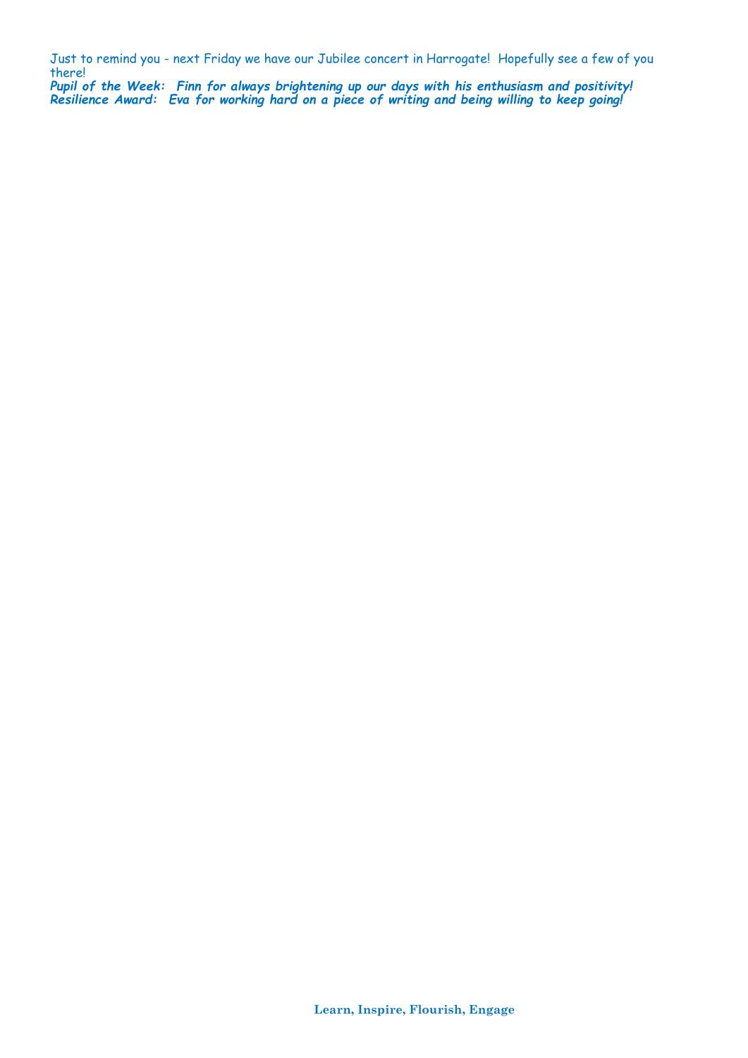Just to remind you - next Friday we have our Jubilee concert in Harrogate!  Hopefully see a few of you there!

***Pupil of the Week:  Finn for always brightening up our days with his enthusiasm and positivity!***

***Resilience Award:  Eva for working hard on a piece of writing and being willing to keep going!***